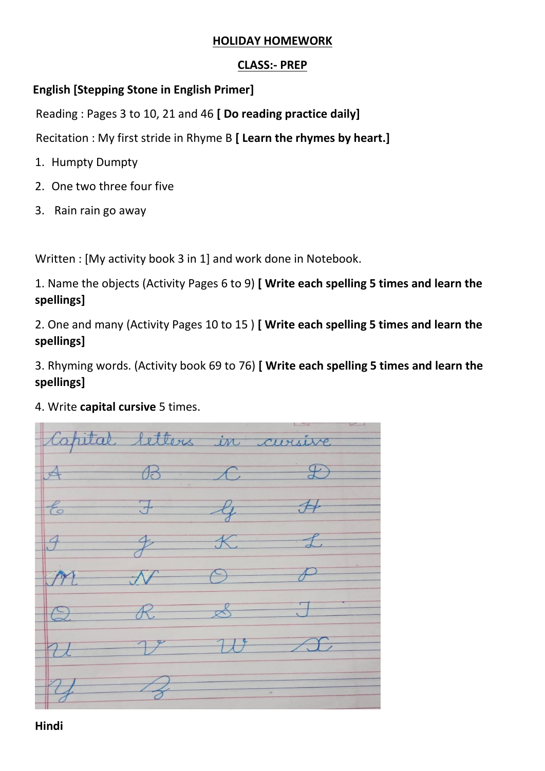**HOLIDAY HOMEWORK**

**CLASS:- PREP**

**English [Stepping Stone in English Primer]**

Reading : Pages 3 to 10, 21 and 46 **[ Do reading practice daily]**

Recitation : My first stride in Rhyme B **[ Learn the rhymes by heart.]**

1. Humpty Dumpty
2. One two three four five
3. Rain rain go away

Written : [My activity book 3 in 1] and work done in Notebook.

1. Name the objects (Activity Pages 6 to 9) **[ Write each spelling 5 times and learn the spellings]**

2. One and many (Activity Pages 10 to 15 ) **[ Write each spelling 5 times and learn the spellings]**

3. Rhyming words. (Activity book 69 to 76) **[ Write each spelling 5 times and learn the spellings]**

4. Write **capital cursive** 5 times.

Capital letters in cursive

A B C D

E F G H

I J K L

M N O P

Q R S T

U V W X

Y Z

**Hindi**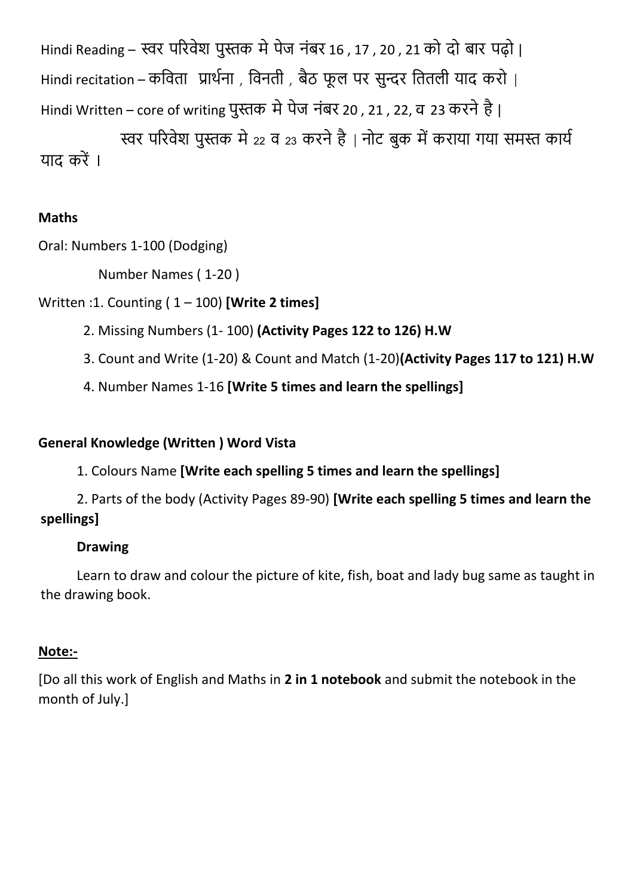Hindi Reading – स्वर परिवेश पुस्तक मे पेज नंबर 16 , 17 , 20 , 21 को दो बार पढ़ो |

Hindi recitation – कविता प्रार्थना , विनती , बैठ फूल पर सुन्दर तितली याद करो |

Hindi Written – core of writing पुस्तक मे पेज नंबर 20 , 21 , 22, व 23 करने है |

स्वर परिवेश पुस्तक मे 22 व 23 करने है | नोट बुक में कराया गया समस्त कार्य याद करें ।

**Maths**

Oral: Numbers 1-100 (Dodging)

Number Names ( 1-20 )

Written :1. Counting ( 1 – 100) **[Write 2 times]**

2. Missing Numbers (1- 100) **(Activity Pages 122 to 126) H.W**

3. Count and Write (1-20) & Count and Match (1-20)**(Activity Pages 117 to 121) H.W**

4. Number Names 1-16 **[Write 5 times and learn the spellings]**

**General Knowledge (Written ) Word Vista**

1. Colours Name **[Write each spelling 5 times and learn the spellings]**

2. Parts of the body (Activity Pages 89-90) **[Write each spelling 5 times and learn the spellings]**

**Drawing**

Learn to draw and colour the picture of kite, fish, boat and lady bug same as taught in the drawing book.

**Note:-**

[Do all this work of English and Maths in **2 in 1 notebook** and submit the notebook in the month of July.]